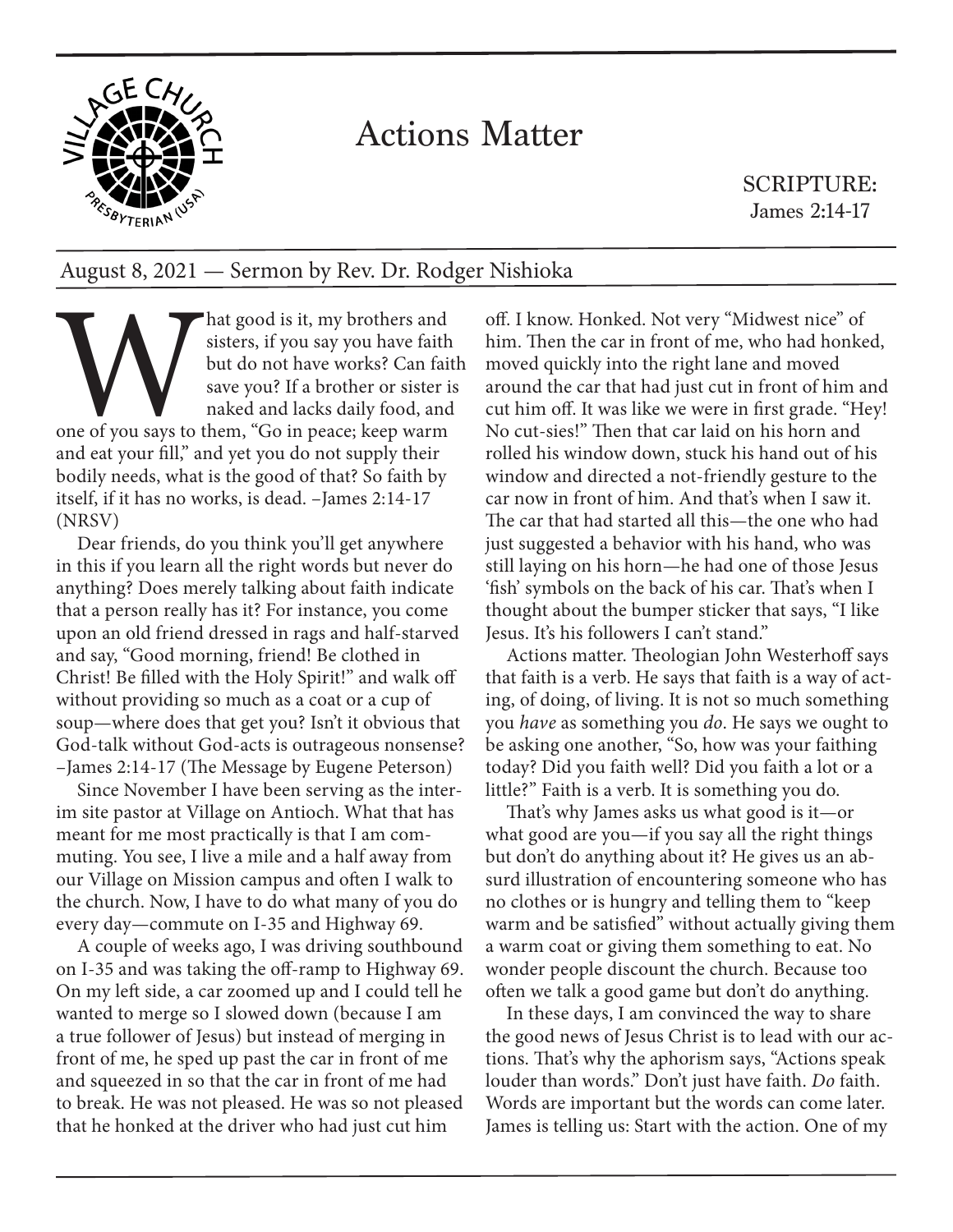# Actions Matter

SCRIPTURE:
James 2:14-17

August 8, 2021 — Sermon by Rev. Dr. Rodger Nishioka

What good is it, my brothers and sisters, if you say you have faith but do not have works? Can faith save you? If a brother or sister is naked and lacks daily food, and one of you says to them, "Go in peace; keep warm and eat your fill," and yet you do not supply their bodily needs, what is the good of that? So faith by itself, if it has no works, is dead. –James 2:14-17 (NRSV)

Dear friends, do you think you'll get anywhere in this if you learn all the right words but never do anything? Does merely talking about faith indicate that a person really has it? For instance, you come upon an old friend dressed in rags and half-starved and say, "Good morning, friend! Be clothed in Christ! Be filled with the Holy Spirit!" and walk off without providing so much as a coat or a cup of soup—where does that get you? Isn't it obvious that God-talk without God-acts is outrageous nonsense? –James 2:14-17 (The Message by Eugene Peterson)

Since November I have been serving as the interim site pastor at Village on Antioch. What that has meant for me most practically is that I am commuting. You see, I live a mile and a half away from our Village on Mission campus and often I walk to the church. Now, I have to do what many of you do every day—commute on I-35 and Highway 69.

A couple of weeks ago, I was driving southbound on I-35 and was taking the off-ramp to Highway 69. On my left side, a car zoomed up and I could tell he wanted to merge so I slowed down (because I am a true follower of Jesus) but instead of merging in front of me, he sped up past the car in front of me and squeezed in so that the car in front of me had to break. He was not pleased. He was so not pleased that he honked at the driver who had just cut him off. I know. Honked. Not very "Midwest nice" of him. Then the car in front of me, who had honked, moved quickly into the right lane and moved around the car that had just cut in front of him and cut him off. It was like we were in first grade. "Hey! No cut-sies!" Then that car laid on his horn and rolled his window down, stuck his hand out of his window and directed a not-friendly gesture to the car now in front of him. And that's when I saw it. The car that had started all this—the one who had just suggested a behavior with his hand, who was still laying on his horn—he had one of those Jesus 'fish' symbols on the back of his car. That's when I thought about the bumper sticker that says, "I like Jesus. It's his followers I can't stand."

Actions matter. Theologian John Westerhoff says that faith is a verb. He says that faith is a way of acting, of doing, of living. It is not so much something you *have* as something you *do*. He says we ought to be asking one another, "So, how was your faithing today? Did you faith well? Did you faith a lot or a little?" Faith is a verb. It is something you do.

That's why James asks us what good is it—or what good are you—if you say all the right things but don't do anything about it? He gives us an absurd illustration of encountering someone who has no clothes or is hungry and telling them to "keep warm and be satisfied" without actually giving them a warm coat or giving them something to eat. No wonder people discount the church. Because too often we talk a good game but don't do anything.

In these days, I am convinced the way to share the good news of Jesus Christ is to lead with our actions. That's why the aphorism says, "Actions speak louder than words." Don't just have faith. *Do* faith. Words are important but the words can come later. James is telling us: Start with the action. One of my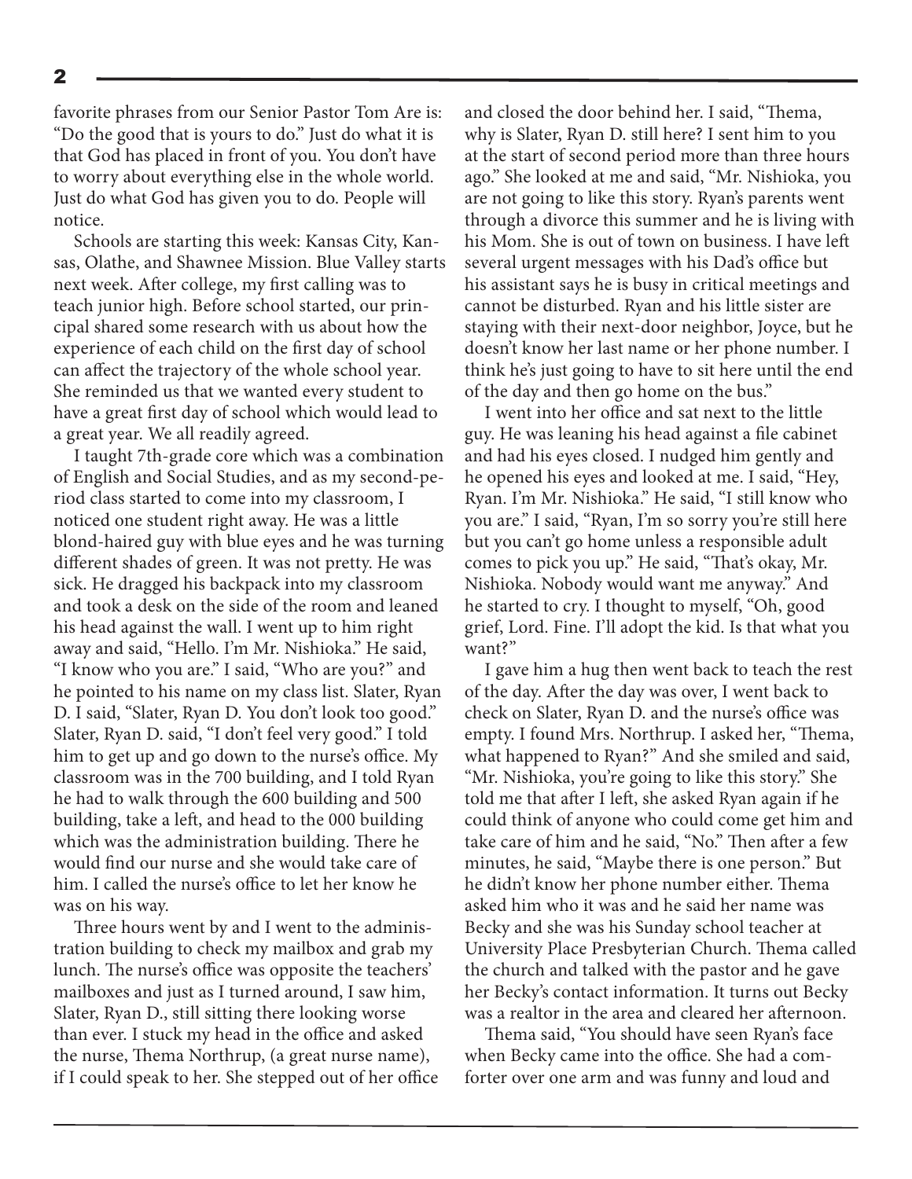favorite phrases from our Senior Pastor Tom Are is: "Do the good that is yours to do." Just do what it is that God has placed in front of you. You don't have to worry about everything else in the whole world. Just do what God has given you to do. People will notice.

Schools are starting this week: Kansas City, Kansas, Olathe, and Shawnee Mission. Blue Valley starts next week. After college, my first calling was to teach junior high. Before school started, our principal shared some research with us about how the experience of each child on the first day of school can affect the trajectory of the whole school year. She reminded us that we wanted every student to have a great first day of school which would lead to a great year. We all readily agreed.

I taught 7th-grade core which was a combination of English and Social Studies, and as my second-period class started to come into my classroom, I noticed one student right away. He was a little blond-haired guy with blue eyes and he was turning different shades of green. It was not pretty. He was sick. He dragged his backpack into my classroom and took a desk on the side of the room and leaned his head against the wall. I went up to him right away and said, "Hello. I'm Mr. Nishioka." He said, "I know who you are." I said, "Who are you?" and he pointed to his name on my class list. Slater, Ryan D. I said, "Slater, Ryan D. You don't look too good." Slater, Ryan D. said, "I don't feel very good." I told him to get up and go down to the nurse's office. My classroom was in the 700 building, and I told Ryan he had to walk through the 600 building and 500 building, take a left, and head to the 000 building which was the administration building. There he would find our nurse and she would take care of him. I called the nurse's office to let her know he was on his way.

Three hours went by and I went to the administration building to check my mailbox and grab my lunch. The nurse's office was opposite the teachers' mailboxes and just as I turned around, I saw him, Slater, Ryan D., still sitting there looking worse than ever. I stuck my head in the office and asked the nurse, Thema Northrup, (a great nurse name), if I could speak to her. She stepped out of her office and closed the door behind her. I said, "Thema, why is Slater, Ryan D. still here? I sent him to you at the start of second period more than three hours ago." She looked at me and said, "Mr. Nishioka, you are not going to like this story. Ryan's parents went through a divorce this summer and he is living with his Mom. She is out of town on business. I have left several urgent messages with his Dad's office but his assistant says he is busy in critical meetings and cannot be disturbed. Ryan and his little sister are staying with their next-door neighbor, Joyce, but he doesn't know her last name or her phone number. I think he's just going to have to sit here until the end of the day and then go home on the bus."

I went into her office and sat next to the little guy. He was leaning his head against a file cabinet and had his eyes closed. I nudged him gently and he opened his eyes and looked at me. I said, "Hey, Ryan. I'm Mr. Nishioka." He said, "I still know who you are." I said, "Ryan, I'm so sorry you're still here but you can't go home unless a responsible adult comes to pick you up." He said, "That's okay, Mr. Nishioka. Nobody would want me anyway." And he started to cry. I thought to myself, "Oh, good grief, Lord. Fine. I'll adopt the kid. Is that what you want?"

I gave him a hug then went back to teach the rest of the day. After the day was over, I went back to check on Slater, Ryan D. and the nurse's office was empty. I found Mrs. Northrup. I asked her, "Thema, what happened to Ryan?" And she smiled and said, "Mr. Nishioka, you're going to like this story." She told me that after I left, she asked Ryan again if he could think of anyone who could come get him and take care of him and he said, "No." Then after a few minutes, he said, "Maybe there is one person." But he didn't know her phone number either. Thema asked him who it was and he said her name was Becky and she was his Sunday school teacher at University Place Presbyterian Church. Thema called the church and talked with the pastor and he gave her Becky's contact information. It turns out Becky was a realtor in the area and cleared her afternoon.

Thema said, "You should have seen Ryan's face when Becky came into the office. She had a comforter over one arm and was funny and loud and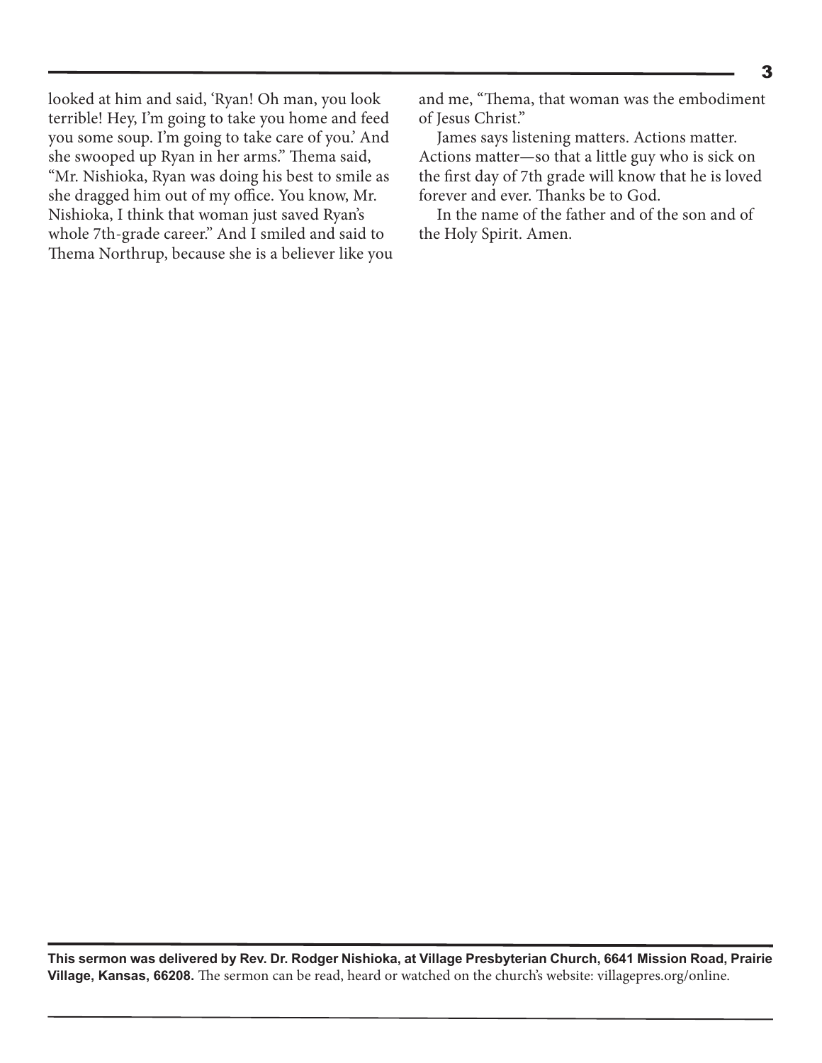looked at him and said, 'Ryan! Oh man, you look terrible! Hey, I'm going to take you home and feed you some soup. I'm going to take care of you.' And she swooped up Ryan in her arms." Thema said, "Mr. Nishioka, Ryan was doing his best to smile as she dragged him out of my office. You know, Mr. Nishioka, I think that woman just saved Ryan's whole 7th-grade career." And I smiled and said to Thema Northrup, because she is a believer like you and me, "Thema, that woman was the embodiment of Jesus Christ."

James says listening matters. Actions matter. Actions matter—so that a little guy who is sick on the first day of 7th grade will know that he is loved forever and ever. Thanks be to God.

In the name of the father and of the son and of the Holy Spirit. Amen.

---

**This sermon was delivered by Rev. Dr. Rodger Nishioka, at Village Presbyterian Church, 6641 Mission Road, Prairie Village, Kansas, 66208.** The sermon can be read, heard or watched on the church's website: villagepres.org/online.